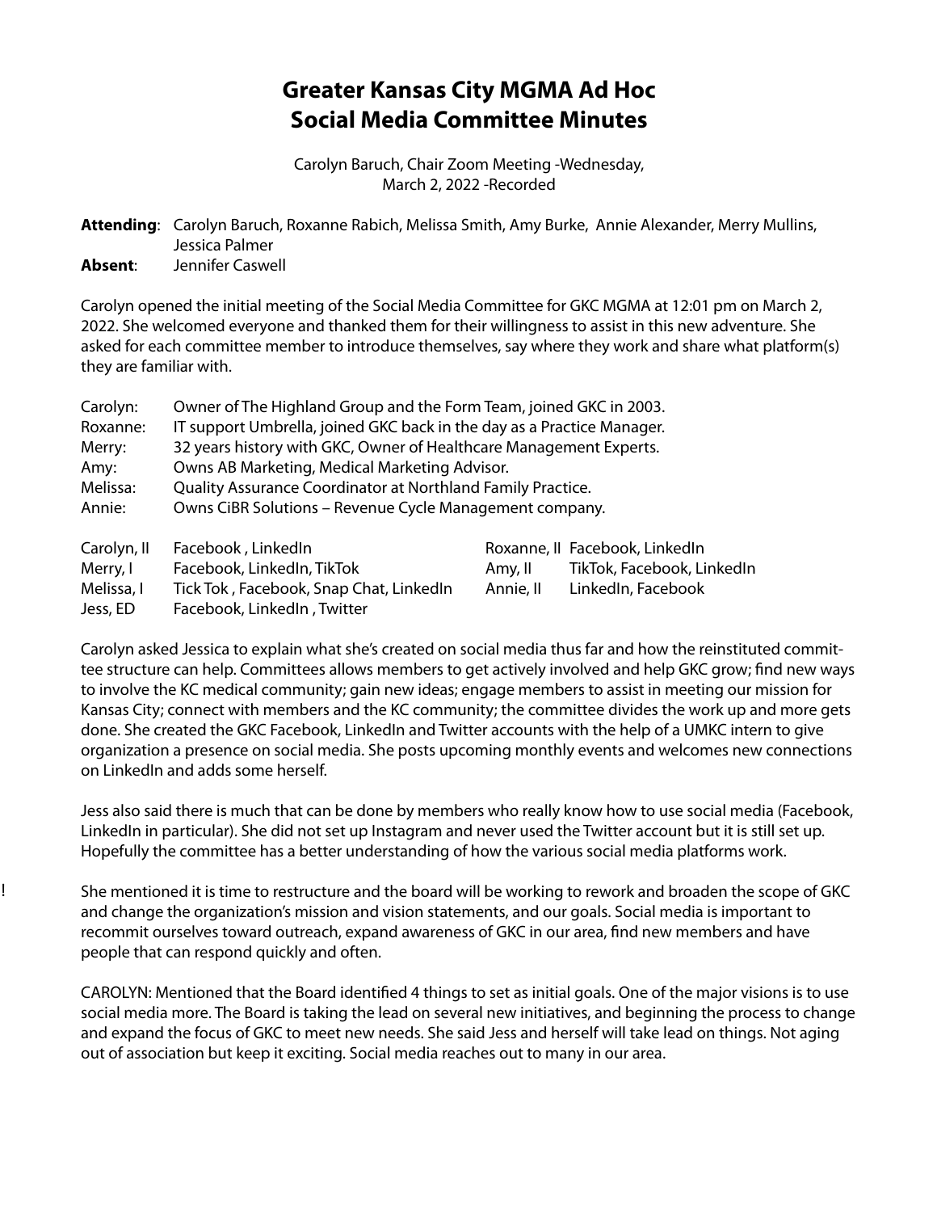# Greater Kansas City MGMA Ad Hoc Social Media Committee Minutes

Carolyn Baruch, Chair Zoom Meeting -Wednesday, March 2, 2022 -Recorded

**Attending**: Carolyn Baruch, Roxanne Rabich, Melissa Smith, Amy Burke, Annie Alexander, Merry Mullins, Jessica Palmer
**Absent**: Jennifer Caswell

Carolyn opened the initial meeting of the Social Media Committee for GKC MGMA at 12:01 pm on March 2, 2022. She welcomed everyone and thanked them for their willingness to assist in this new adventure. She asked for each committee member to introduce themselves, say where they work and share what platform(s) they are familiar with.

| | |
|---|---|
| Carolyn: | Owner of The Highland Group and the Form Team, joined GKC in 2003. |
| Roxanne: | IT support Umbrella, joined GKC back in the day as a Practice Manager. |
| Merry: | 32 years history with GKC, Owner of Healthcare Management Experts. |
| Amy: | Owns AB Marketing, Medical Marketing Advisor. |
| Melissa: | Quality Assurance Coordinator at Northland Family Practice. |
| Annie: | Owns CiBR Solutions – Revenue Cycle Management company. |

| | | | |
|---|---|---|---|
| Carolyn, II | Facebook , LinkedIn | Roxanne, II | Facebook, LinkedIn |
| Merry, I | Facebook, LinkedIn, TikTok | Amy, II | TikTok, Facebook, LinkedIn |
| Melissa, I | Tick Tok , Facebook, Snap Chat, LinkedIn | Annie, II | LinkedIn, Facebook |
| Jess, ED | Facebook, LinkedIn , Twitter | | |

Carolyn asked Jessica to explain what she's created on social media thus far and how the reinstituted committee structure can help. Committees allows members to get actively involved and help GKC grow; find new ways to involve the KC medical community; gain new ideas; engage members to assist in meeting our mission for Kansas City; connect with members and the KC community; the committee divides the work up and more gets done. She created the GKC Facebook, LinkedIn and Twitter accounts with the help of a UMKC intern to give organization a presence on social media. She posts upcoming monthly events and welcomes new connections on LinkedIn and adds some herself.

Jess also said there is much that can be done by members who really know how to use social media (Facebook, LinkedIn in particular). She did not set up Instagram and never used the Twitter account but it is still set up. Hopefully the committee has a better understanding of how the various social media platforms work.

She mentioned it is time to restructure and the board will be working to rework and broaden the scope of GKC and change the organization's mission and vision statements, and our goals. Social media is important to recommit ourselves toward outreach, expand awareness of GKC in our area, find new members and have people that can respond quickly and often.

CAROLYN: Mentioned that the Board identified 4 things to set as initial goals. One of the major visions is to use social media more. The Board is taking the lead on several new initiatives, and beginning the process to change and expand the focus of GKC to meet new needs. She said Jess and herself will take lead on things. Not aging out of association but keep it exciting. Social media reaches out to many in our area.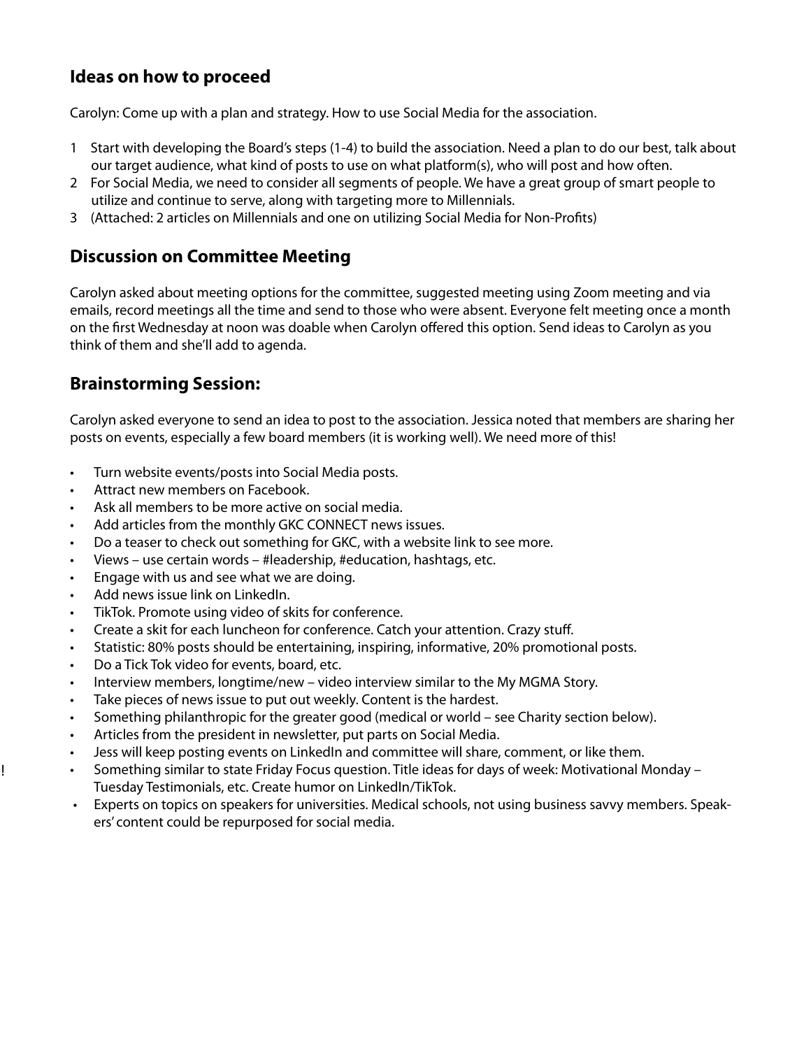## Ideas on how to proceed

Carolyn: Come up with a plan and strategy. How to use Social Media for the association.

1. Start with developing the Board's steps (1-4) to build the association. Need a plan to do our best, talk about our target audience, what kind of posts to use on what platform(s), who will post and how often.
2. For Social Media, we need to consider all segments of people. We have a great group of smart people to utilize and continue to serve, along with targeting more to Millennials.
3. (Attached: 2 articles on Millennials and one on utilizing Social Media for Non-Profits)

## Discussion on Committee Meeting

Carolyn asked about meeting options for the committee, suggested meeting using Zoom meeting and via emails, record meetings all the time and send to those who were absent. Everyone felt meeting once a month on the first Wednesday at noon was doable when Carolyn offered this option. Send ideas to Carolyn as you think of them and she'll add to agenda.

## Brainstorming Session:

Carolyn asked everyone to send an idea to post to the association. Jessica noted that members are sharing her posts on events, especially a few board members (it is working well). We need more of this!

- Turn website events/posts into Social Media posts.
- Attract new members on Facebook.
- Ask all members to be more active on social media.
- Add articles from the monthly GKC CONNECT news issues.
- Do a teaser to check out something for GKC, with a website link to see more.
- Views – use certain words – #leadership, #education, hashtags, etc.
- Engage with us and see what we are doing.
- Add news issue link on LinkedIn.
- TikTok. Promote using video of skits for conference.
- Create a skit for each luncheon for conference. Catch your attention. Crazy stuff.
- Statistic: 80% posts should be entertaining, inspiring, informative, 20% promotional posts.
- Do a Tick Tok video for events, board, etc.
- Interview members, longtime/new – video interview similar to the My MGMA Story.
- Take pieces of news issue to put out weekly. Content is the hardest.
- Something philanthropic for the greater good (medical or world – see Charity section below).
- Articles from the president in newsletter, put parts on Social Media.
- Jess will keep posting events on LinkedIn and committee will share, comment, or like them.
- ! Something similar to state Friday Focus question. Title ideas for days of week: Motivational Monday – Tuesday Testimonials, etc. Create humor on LinkedIn/TikTok.
- Experts on topics on speakers for universities. Medical schools, not using business savvy members. Speakers' content could be repurposed for social media.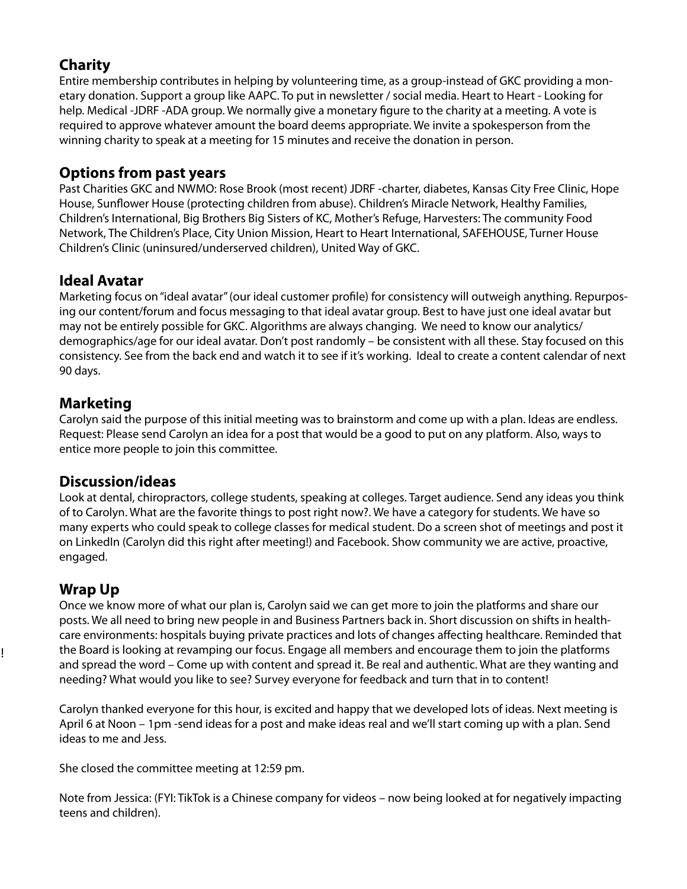## Charity

Entire membership contributes in helping by volunteering time, as a group-instead of GKC providing a monetary donation. Support a group like AAPC. To put in newsletter / social media. Heart to Heart - Looking for help. Medical -JDRF -ADA group. We normally give a monetary figure to the charity at a meeting. A vote is required to approve whatever amount the board deems appropriate. We invite a spokesperson from the winning charity to speak at a meeting for 15 minutes and receive the donation in person.

## Options from past years

Past Charities GKC and NWMO: Rose Brook (most recent) JDRF -charter, diabetes, Kansas City Free Clinic, Hope House, Sunflower House (protecting children from abuse). Children's Miracle Network, Healthy Families, Children's International, Big Brothers Big Sisters of KC, Mother's Refuge, Harvesters: The community Food Network, The Children's Place, City Union Mission, Heart to Heart International, SAFEHOUSE, Turner House Children's Clinic (uninsured/underserved children), United Way of GKC.

## Ideal Avatar

Marketing focus on "ideal avatar" (our ideal customer profile) for consistency will outweigh anything. Repurposing our content/forum and focus messaging to that ideal avatar group. Best to have just one ideal avatar but may not be entirely possible for GKC. Algorithms are always changing. We need to know our analytics/ demographics/age for our ideal avatar. Don't post randomly – be consistent with all these. Stay focused on this consistency. See from the back end and watch it to see if it's working. Ideal to create a content calendar of next 90 days.

## Marketing

Carolyn said the purpose of this initial meeting was to brainstorm and come up with a plan. Ideas are endless. Request: Please send Carolyn an idea for a post that would be a good to put on any platform. Also, ways to entice more people to join this committee.

## Discussion/ideas

Look at dental, chiropractors, college students, speaking at colleges. Target audience. Send any ideas you think of to Carolyn. What are the favorite things to post right now?. We have a category for students. We have so many experts who could speak to college classes for medical student. Do a screen shot of meetings and post it on LinkedIn (Carolyn did this right after meeting!) and Facebook. Show community we are active, proactive, engaged.

## Wrap Up

Once we know more of what our plan is, Carolyn said we can get more to join the platforms and share our posts. We all need to bring new people in and Business Partners back in. Short discussion on shifts in healthcare environments: hospitals buying private practices and lots of changes affecting healthcare. Reminded that the Board is looking at revamping our focus. Engage all members and encourage them to join the platforms and spread the word – Come up with content and spread it. Be real and authentic. What are they wanting and needing? What would you like to see? Survey everyone for feedback and turn that in to content!

Carolyn thanked everyone for this hour, is excited and happy that we developed lots of ideas. Next meeting is April 6 at Noon – 1pm -send ideas for a post and make ideas real and we'll start coming up with a plan. Send ideas to me and Jess.

She closed the committee meeting at 12:59 pm.

Note from Jessica: (FYI: TikTok is a Chinese company for videos – now being looked at for negatively impacting teens and children).